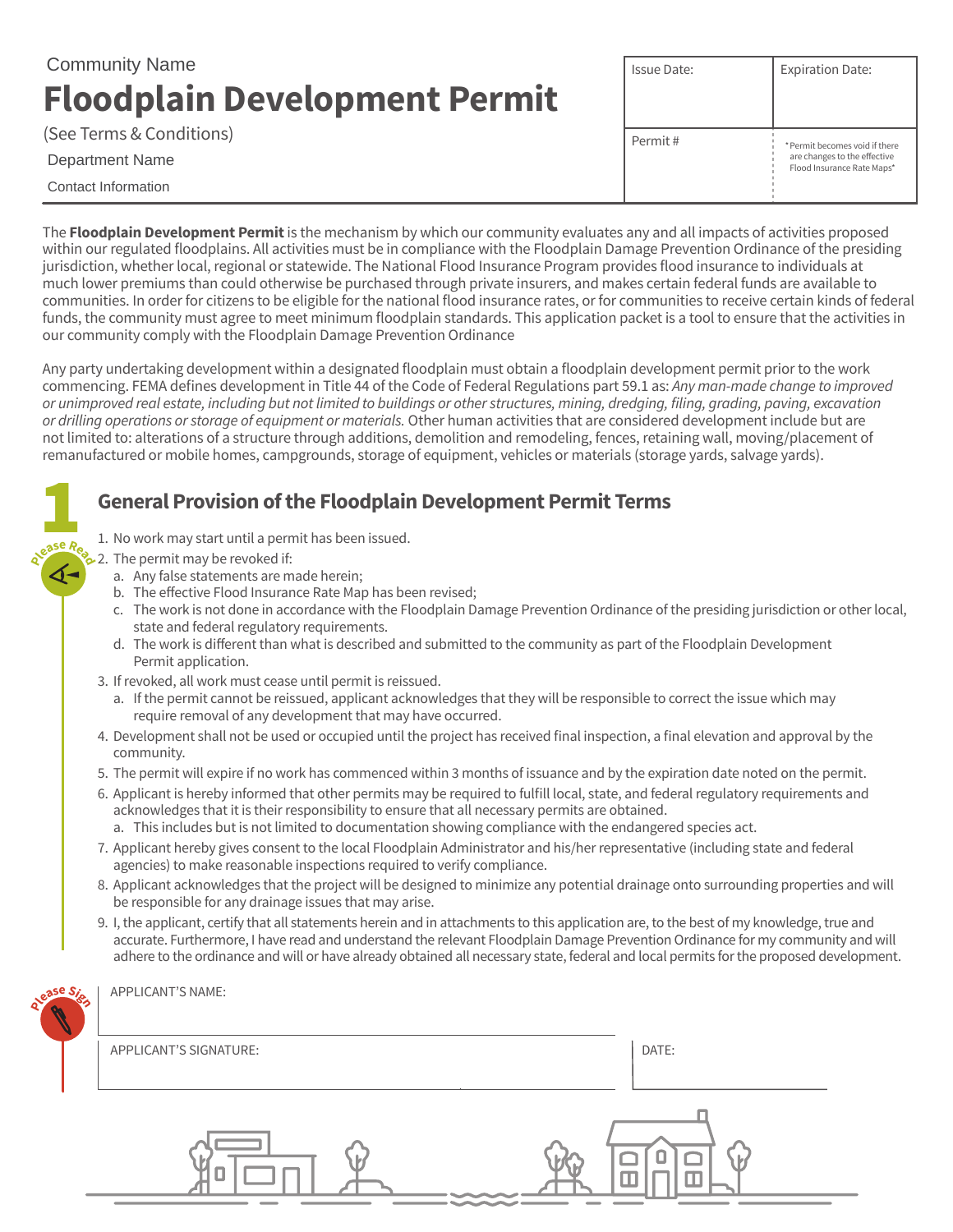Community Name

# Floodplain Development Permit

(See Terms & Conditions)

Department Name

Contact Information

| Issue Date: | Expiration Date: |
|---|---|
| Permit # | *Permit becomes void if there are changes to the effective Flood Insurance Rate Maps* |

The **Floodplain Development Permit** is the mechanism by which our community evaluates any and all impacts of activities proposed within our regulated floodplains. All activities must be in compliance with the Floodplain Damage Prevention Ordinance of the presiding jurisdiction, whether local, regional or statewide. The National Flood Insurance Program provides flood insurance to individuals at much lower premiums than could otherwise be purchased through private insurers, and makes certain federal funds are available to communities. In order for citizens to be eligible for the national flood insurance rates, or for communities to receive certain kinds of federal funds, the community must agree to meet minimum floodplain standards. This application packet is a tool to ensure that the activities in our community comply with the Floodplain Damage Prevention Ordinance

Any party undertaking development within a designated floodplain must obtain a floodplain development permit prior to the work commencing. FEMA defines development in Title 44 of the Code of Federal Regulations part 59.1 as: *Any man-made change to improved or unimproved real estate, including but not limited to buildings or other structures, mining, dredging, filing, grading, paving, excavation or drilling operations or storage of equipment or materials.* Other human activities that are considered development include but are not limited to: alterations of a structure through additions, demolition and remodeling, fences, retaining wall, moving/placement of remanufactured or mobile homes, campgrounds, storage of equipment, vehicles or materials (storage yards, salvage yards).

## 1 General Provision of the Floodplain Development Permit Terms

Please Read

1. No work may start until a permit has been issued.
2. The permit may be revoked if:
   a. Any false statements are made herein;
   b. The effective Flood Insurance Rate Map has been revised;
   c. The work is not done in accordance with the Floodplain Damage Prevention Ordinance of the presiding jurisdiction or other local, state and federal regulatory requirements.
   d. The work is different than what is described and submitted to the community as part of the Floodplain Development Permit application.
3. If revoked, all work must cease until permit is reissued.
   a. If the permit cannot be reissued, applicant acknowledges that they will be responsible to correct the issue which may require removal of any development that may have occurred.
4. Development shall not be used or occupied until the project has received final inspection, a final elevation and approval by the community.
5. The permit will expire if no work has commenced within 3 months of issuance and by the expiration date noted on the permit.
6. Applicant is hereby informed that other permits may be required to fulfill local, state, and federal regulatory requirements and acknowledges that it is their responsibility to ensure that all necessary permits are obtained.
   a. This includes but is not limited to documentation showing compliance with the endangered species act.
7. Applicant hereby gives consent to the local Floodplain Administrator and his/her representative (including state and federal agencies) to make reasonable inspections required to verify compliance.
8. Applicant acknowledges that the project will be designed to minimize any potential drainage onto surrounding properties and will be responsible for any drainage issues that may arise.
9. I, the applicant, certify that all statements herein and in attachments to this application are, to the best of my knowledge, true and accurate. Furthermore, I have read and understand the relevant Floodplain Damage Prevention Ordinance for my community and will adhere to the ordinance and will or have already obtained all necessary state, federal and local permits for the proposed development.

Please Sign

APPLICANT'S NAME:

APPLICANT'S SIGNATURE: DATE: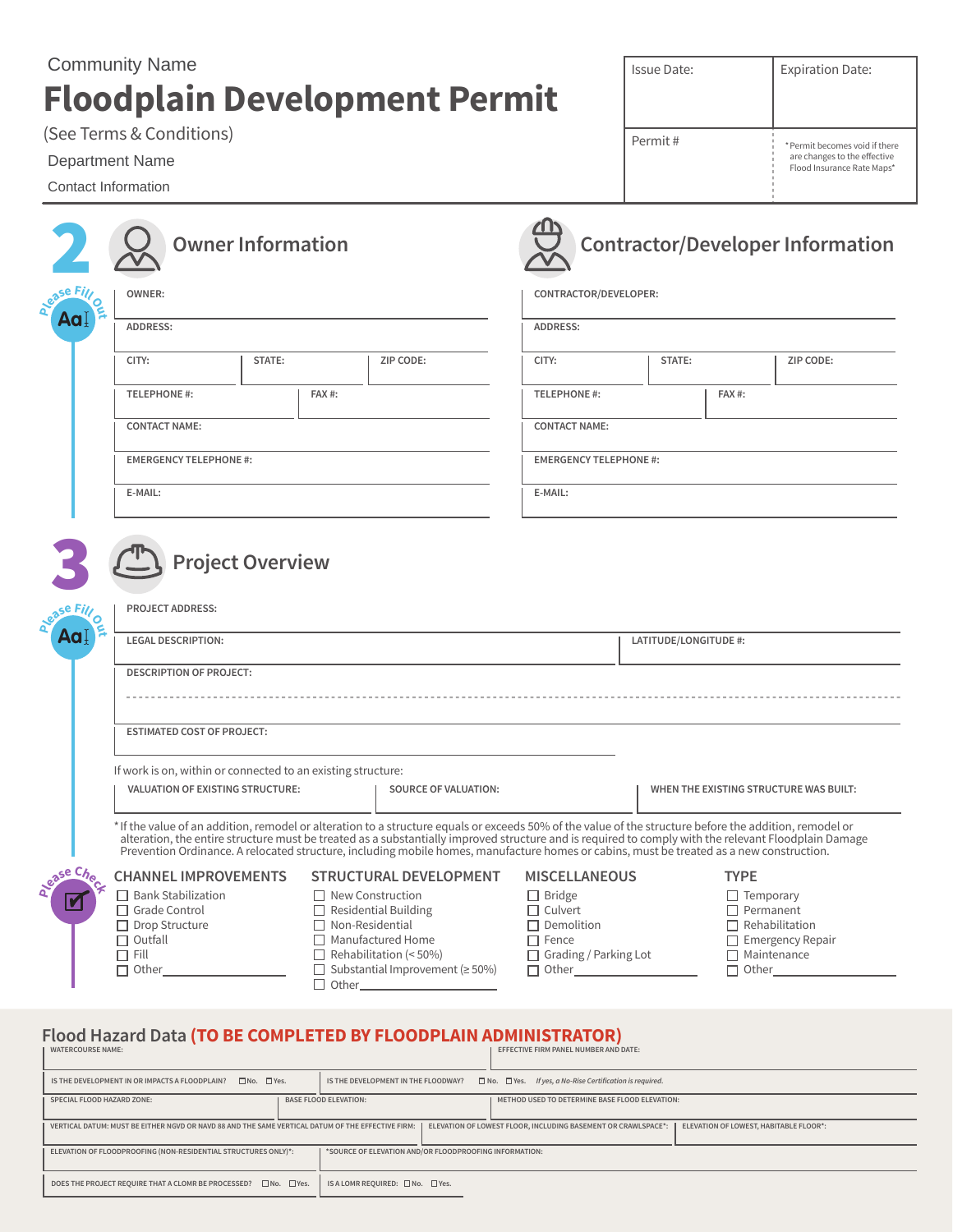Community Name

# Floodplain Development Permit

(See Terms & Conditions)

Department Name

Contact Information

| Issue Date: | Expiration Date: |
| --- | --- |
| Permit # | *Permit becomes void if there are changes to the effective Flood Insurance Rate Maps* |

## 2

Please Fill Out

### Owner Information

OWNER:

ADDRESS:

CITY: | STATE: | ZIP CODE:

TELEPHONE #: | FAX #:

CONTACT NAME:

EMERGENCY TELEPHONE #:

E-MAIL:

### Contractor/Developer Information

CONTRACTOR/DEVELOPER:

ADDRESS:

CITY: | STATE: | ZIP CODE:

TELEPHONE #: | FAX #:

CONTACT NAME:

EMERGENCY TELEPHONE #:

E-MAIL:

## 3

Please Fill Out

### Project Overview

PROJECT ADDRESS:

LEGAL DESCRIPTION: | LATITUDE/LONGITUDE #:

DESCRIPTION OF PROJECT:

ESTIMATED COST OF PROJECT:

If work is on, within or connected to an existing structure:

VALUATION OF EXISTING STRUCTURE: | SOURCE OF VALUATION: | WHEN THE EXISTING STRUCTURE WAS BUILT:

*If the value of an addition, remodel or alteration to a structure equals or exceeds 50% of the value of the structure before the addition, remodel or alteration, the entire structure must be treated as a substantially improved structure and is required to comply with the relevant Floodplain Damage Prevention Ordinance. A relocated structure, including mobile homes, manufacture homes or cabins, must be treated as a new construction.

Please Check

**CHANNEL IMPROVEMENTS**

- ☐ Bank Stabilization
- ☐ Grade Control
- ☐ Drop Structure
- ☐ Outfall
- ☐ Fill
- ☐ Other________

**STRUCTURAL DEVELOPMENT**

- ☐ New Construction
- ☐ Residential Building
- ☐ Non-Residential
- ☐ Manufactured Home
- ☐ Rehabilitation (< 50%)
- ☐ Substantial Improvement (≥ 50%)
- ☐ Other________

**MISCELLANEOUS**

- ☐ Bridge
- ☐ Culvert
- ☐ Demolition
- ☐ Fence
- ☐ Grading / Parking Lot
- ☐ Other________

**TYPE**

- ☐ Temporary
- ☐ Permanent
- ☐ Rehabilitation
- ☐ Emergency Repair
- ☐ Maintenance
- ☐ Other________

## Flood Hazard Data (TO BE COMPLETED BY FLOODPLAIN ADMINISTRATOR)

WATERCOURSE NAME: | EFFECTIVE FIRM PANEL NUMBER AND DATE:

IS THE DEVELOPMENT IN OR IMPACTS A FLOODPLAIN? ☐No. ☐Yes. | IS THE DEVELOPMENT IN THE FLOODWAY? ☐No. ☐Yes. *If yes, a No-Rise Certification is required.*

SPECIAL FLOOD HAZARD ZONE: | BASE FLOOD ELEVATION: | METHOD USED TO DETERMINE BASE FLOOD ELEVATION:

VERTICAL DATUM: MUST BE EITHER NGVD OR NAVD 88 AND THE SAME VERTICAL DATUM OF THE EFFECTIVE FIRM: | ELEVATION OF LOWEST FLOOR, INCLUDING BASEMENT OR CRAWLSPACE*: | ELEVATION OF LOWEST, HABITABLE FLOOR*:

ELEVATION OF FLOODPROOFING (NON-RESIDENTIAL STRUCTURES ONLY)*: | *SOURCE OF ELEVATION AND/OR FLOODPROOFING INFORMATION:

DOES THE PROJECT REQUIRE THAT A CLOMR BE PROCESSED? ☐No. ☐Yes. | IS A LOMR REQUIRED: ☐No. ☐Yes.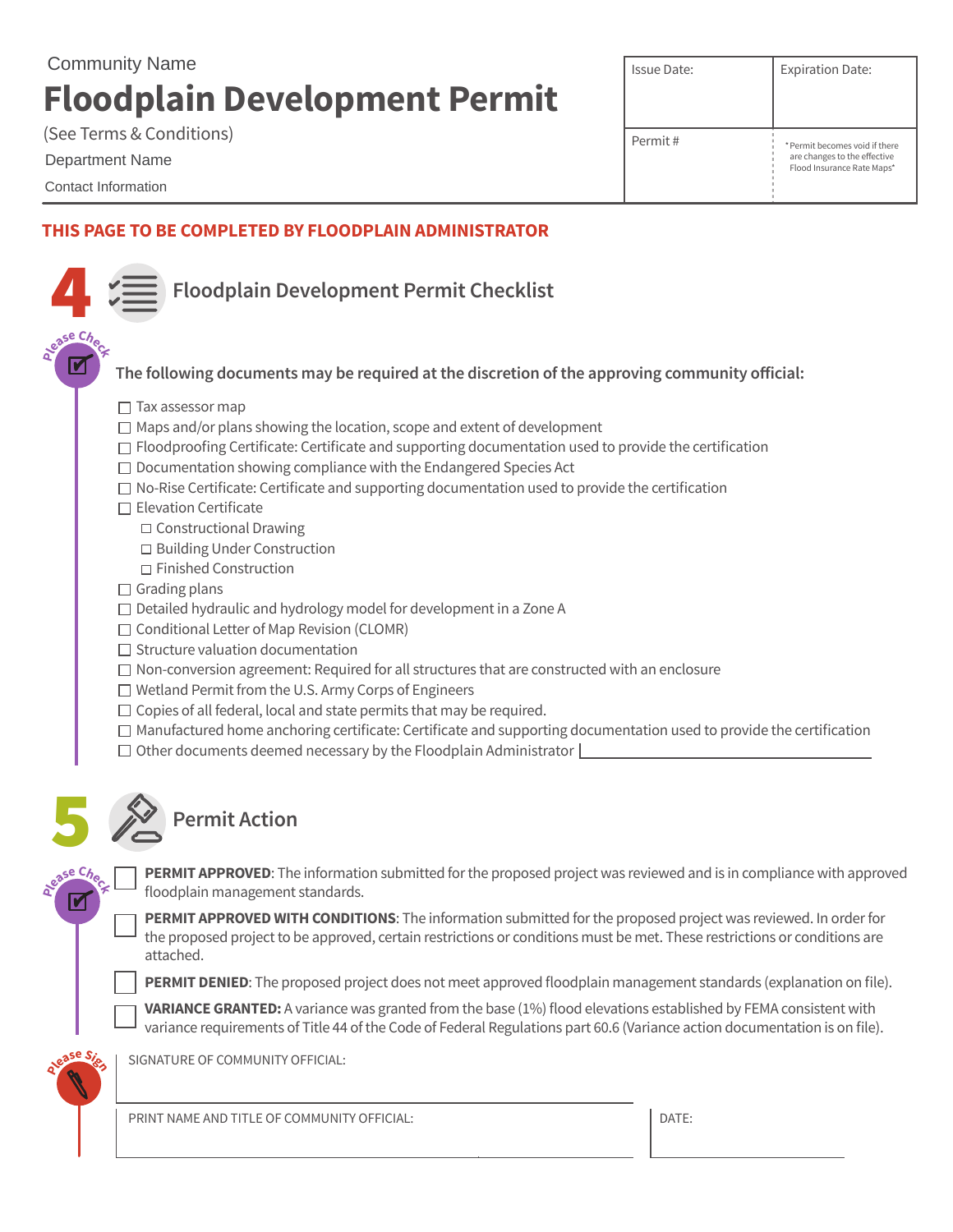Community Name

# Floodplain Development Permit

(See Terms & Conditions)

Department Name

Contact Information

| Issue Date: | Expiration Date: |
| --- | --- |
| Permit # | *Permit becomes void if there are changes to the effective Flood Insurance Rate Maps* |

**THIS PAGE TO BE COMPLETED BY FLOODPLAIN ADMINISTRATOR**

## 4 Floodplain Development Permit Checklist

Please Check

**The following documents may be required at the discretion of the approving community official:**

- ☐ Tax assessor map
- ☐ Maps and/or plans showing the location, scope and extent of development
- ☐ Floodproofing Certificate: Certificate and supporting documentation used to provide the certification
- ☐ Documentation showing compliance with the Endangered Species Act
- ☐ No-Rise Certificate: Certificate and supporting documentation used to provide the certification
- ☐ Elevation Certificate
  - ☐ Constructional Drawing
  - ☐ Building Under Construction
  - ☐ Finished Construction
- ☐ Grading plans
- ☐ Detailed hydraulic and hydrology model for development in a Zone A
- ☐ Conditional Letter of Map Revision (CLOMR)
- ☐ Structure valuation documentation
- ☐ Non-conversion agreement: Required for all structures that are constructed with an enclosure
- ☐ Wetland Permit from the U.S. Army Corps of Engineers
- ☐ Copies of all federal, local and state permits that may be required.
- ☐ Manufactured home anchoring certificate: Certificate and supporting documentation used to provide the certification
- ☐ Other documents deemed necessary by the Floodplain Administrator ____________________

## 5 Permit Action

Please Check

- ☐ **PERMIT APPROVED**: The information submitted for the proposed project was reviewed and is in compliance with approved floodplain management standards.
- ☐ **PERMIT APPROVED WITH CONDITIONS**: The information submitted for the proposed project was reviewed. In order for the proposed project to be approved, certain restrictions or conditions must be met. These restrictions or conditions are attached.
- ☐ **PERMIT DENIED**: The proposed project does not meet approved floodplain management standards (explanation on file).
- ☐ **VARIANCE GRANTED:** A variance was granted from the base (1%) flood elevations established by FEMA consistent with variance requirements of Title 44 of the Code of Federal Regulations part 60.6 (Variance action documentation is on file).

Please Sign

SIGNATURE OF COMMUNITY OFFICIAL:

PRINT NAME AND TITLE OF COMMUNITY OFFICIAL:

DATE: